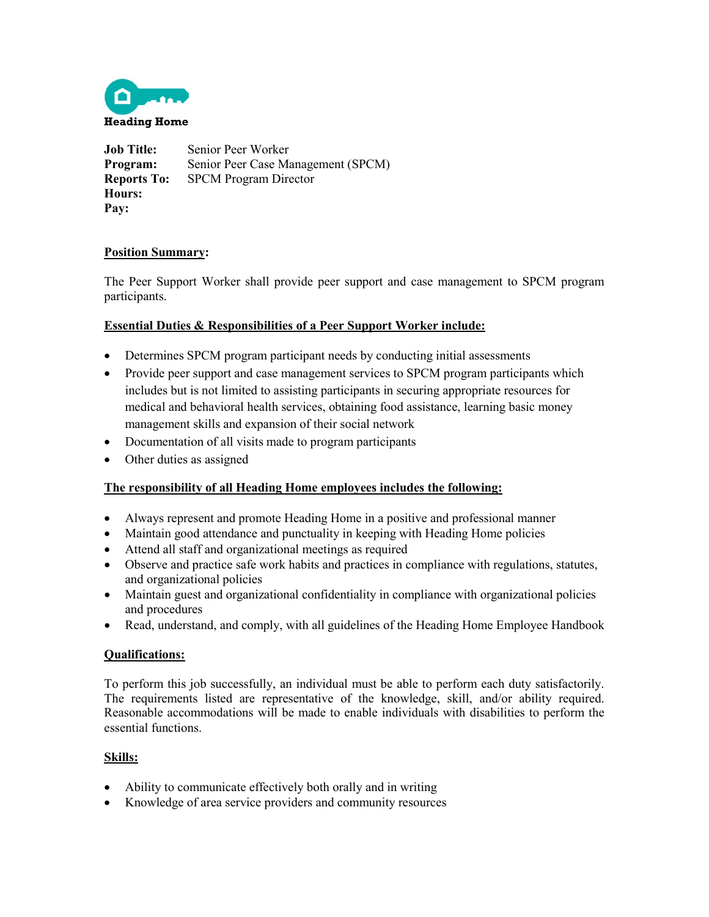**Heading Home**

**Job Title:** Senior Peer Worker
**Program:** Senior Peer Case Management (SPCM)
**Reports To:** SPCM Program Director
**Hours:**
**Pay:**

## Position Summary:

The Peer Support Worker shall provide peer support and case management to SPCM program participants.

## Essential Duties & Responsibilities of a Peer Support Worker include:

- Determines SPCM program participant needs by conducting initial assessments
- Provide peer support and case management services to SPCM program participants which includes but is not limited to assisting participants in securing appropriate resources for medical and behavioral health services, obtaining food assistance, learning basic money management skills and expansion of their social network
- Documentation of all visits made to program participants
- Other duties as assigned

## The responsibility of all Heading Home employees includes the following:

- Always represent and promote Heading Home in a positive and professional manner
- Maintain good attendance and punctuality in keeping with Heading Home policies
- Attend all staff and organizational meetings as required
- Observe and practice safe work habits and practices in compliance with regulations, statutes, and organizational policies
- Maintain guest and organizational confidentiality in compliance with organizational policies and procedures
- Read, understand, and comply, with all guidelines of the Heading Home Employee Handbook

## Qualifications:

To perform this job successfully, an individual must be able to perform each duty satisfactorily. The requirements listed are representative of the knowledge, skill, and/or ability required. Reasonable accommodations will be made to enable individuals with disabilities to perform the essential functions.

## Skills:

- Ability to communicate effectively both orally and in writing
- Knowledge of area service providers and community resources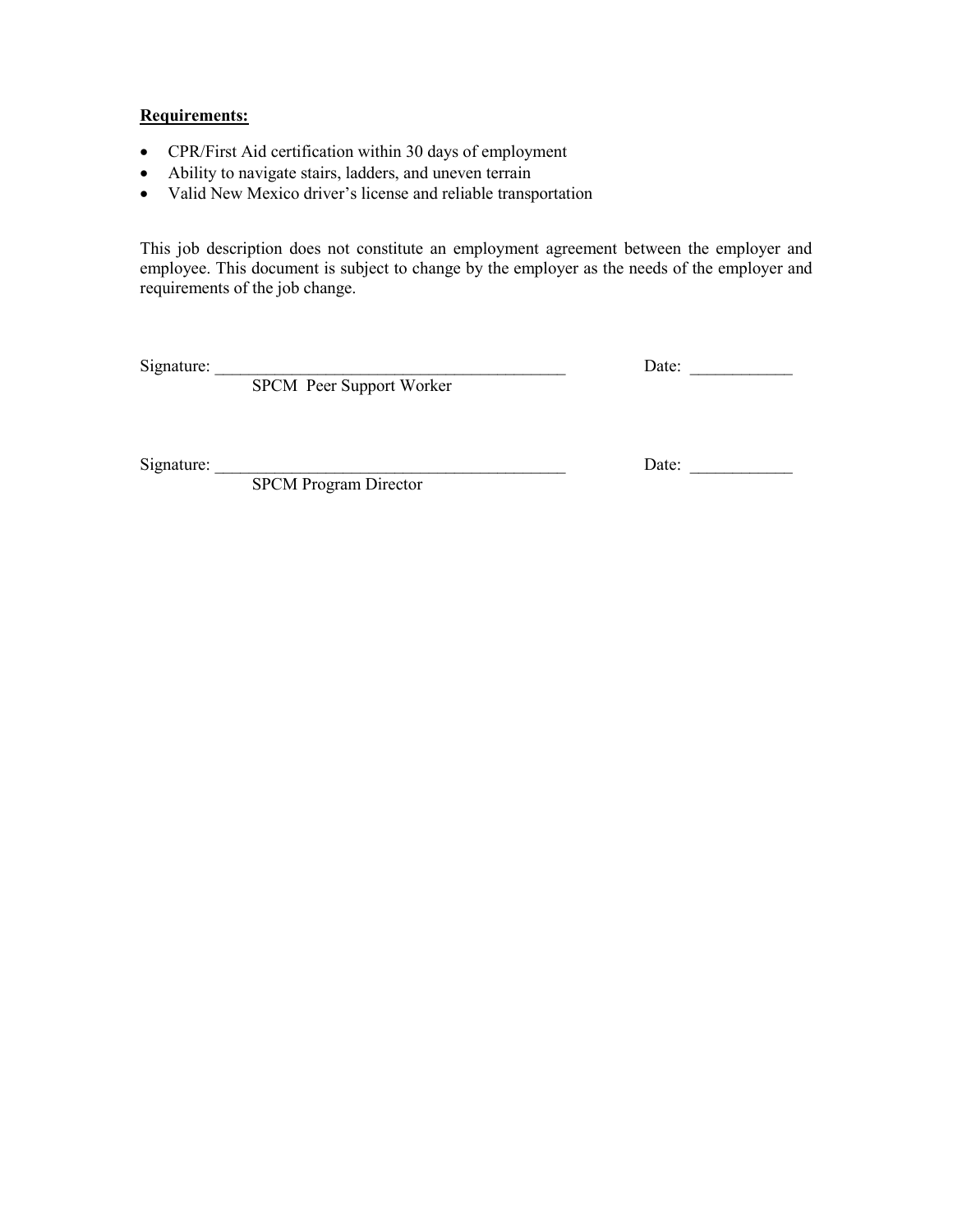**Requirements:**

- CPR/First Aid certification within 30 days of employment
- Ability to navigate stairs, ladders, and uneven terrain
- Valid New Mexico driver's license and reliable transportation

This job description does not constitute an employment agreement between the employer and employee. This document is subject to change by the employer as the needs of the employer and requirements of the job change.

Signature: ___________________________________________ Date: ____________
SPCM Peer Support Worker

Signature: ___________________________________________ Date: ____________
SPCM Program Director